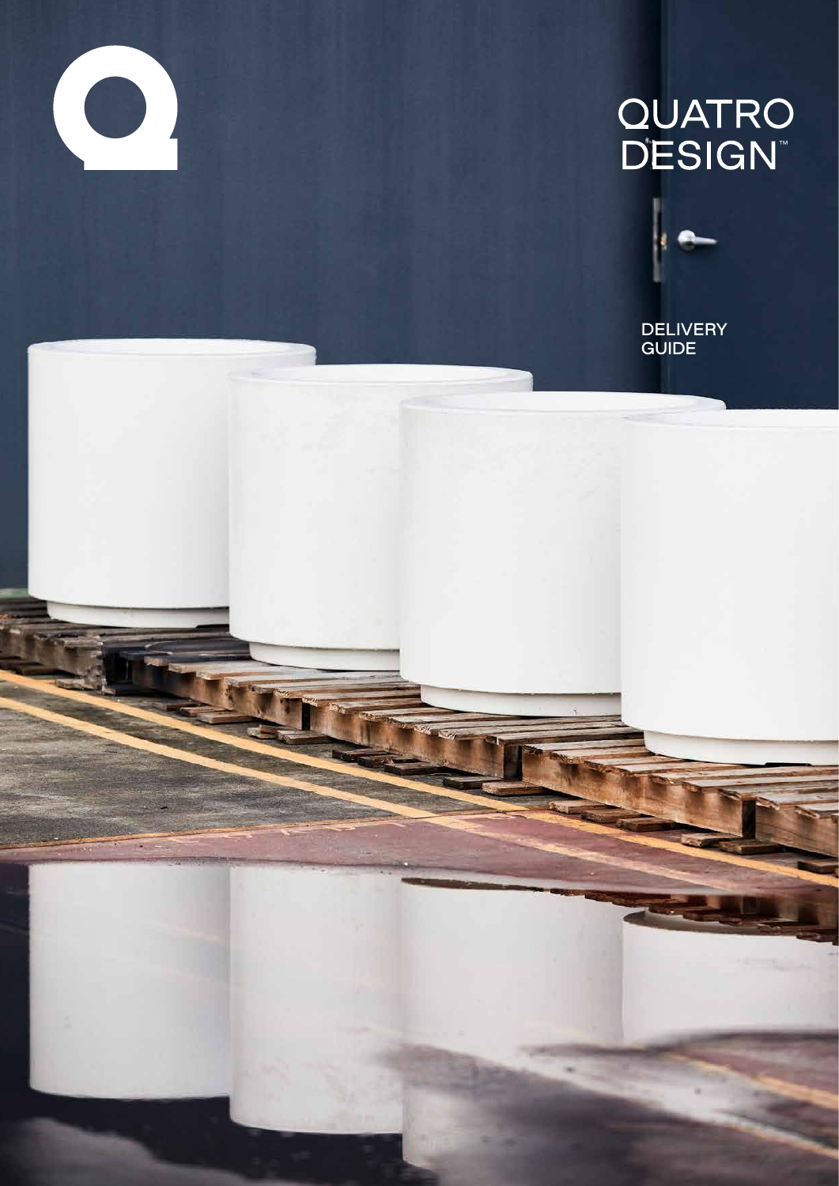# QUATRO DESIGN™

DELIVERY GUIDE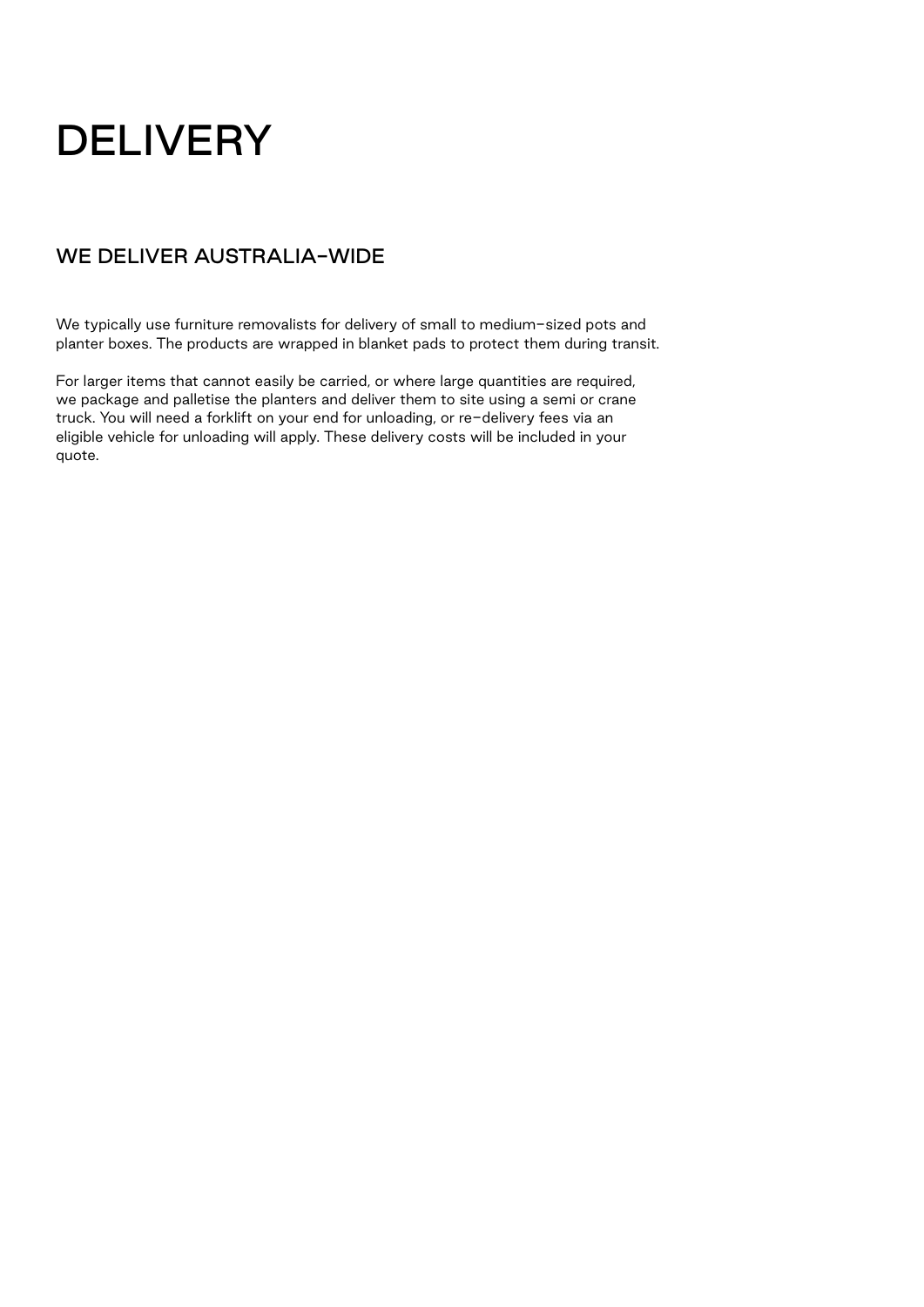# DELIVERY

## WE DELIVER AUSTRALIA-WIDE

We typically use furniture removalists for delivery of small to medium-sized pots and planter boxes. The products are wrapped in blanket pads to protect them during transit.

For larger items that cannot easily be carried, or where large quantities are required, we package and palletise the planters and deliver them to site using a semi or crane truck. You will need a forklift on your end for unloading, or re-delivery fees via an eligible vehicle for unloading will apply. These delivery costs will be included in your quote.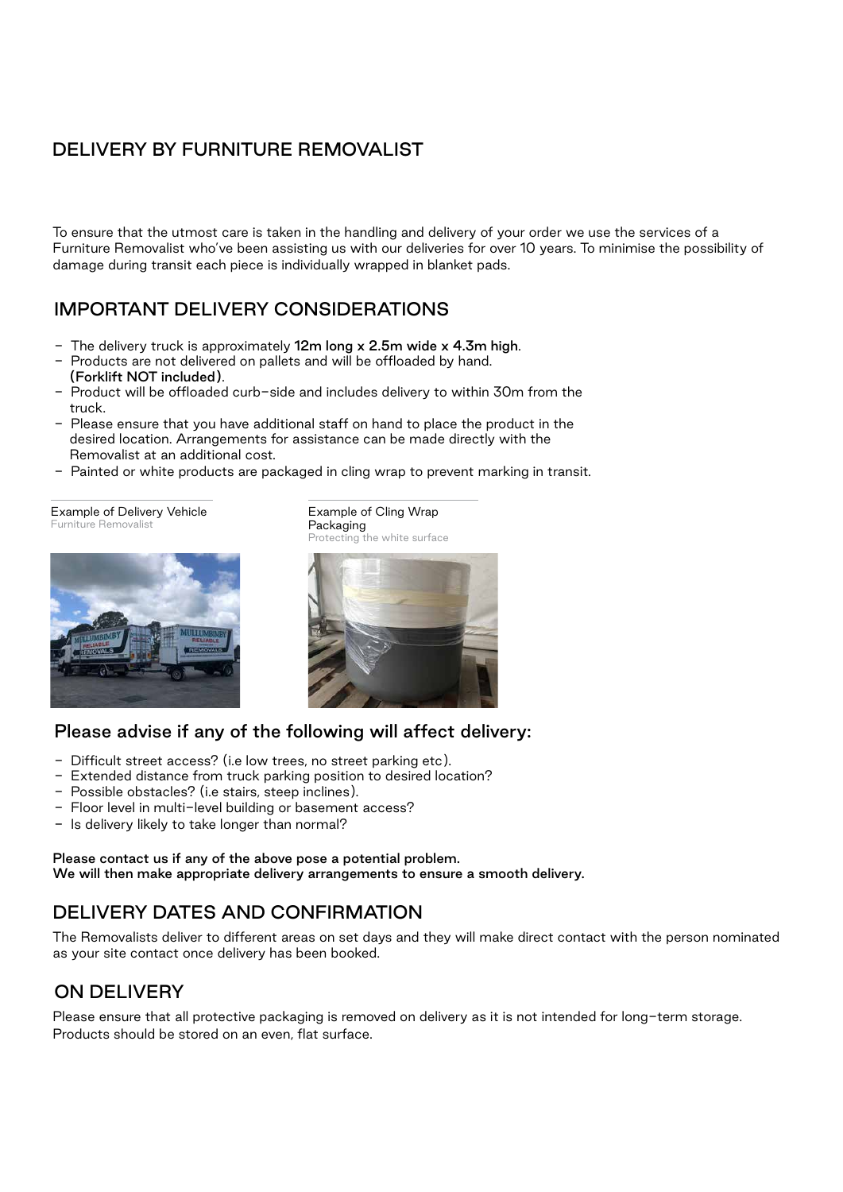## DELIVERY BY FURNITURE REMOVALIST

To ensure that the utmost care is taken in the handling and delivery of your order we use the services of a Furniture Removalist who've been assisting us with our deliveries for over 10 years. To minimise the possibility of damage during transit each piece is individually wrapped in blanket pads.

## IMPORTANT DELIVERY CONSIDERATIONS

- The delivery truck is approximately **12m long x 2.5m wide x 4.3m high**.
- Products are not delivered on pallets and will be offloaded by hand. **(Forklift NOT included)**.
- Product will be offloaded curb-side and includes delivery to within 30m from the truck.
- Please ensure that you have additional staff on hand to place the product in the desired location. Arrangements for assistance can be made directly with the Removalist at an additional cost.
- Painted or white products are packaged in cling wrap to prevent marking in transit.

Example of Delivery Vehicle
Furniture Removalist

Example of Cling Wrap Packaging
Protecting the white surface

### Please advise if any of the following will affect delivery:

- Difficult street access? (i.e low trees, no street parking etc).
- Extended distance from truck parking position to desired location?
- Possible obstacles? (i.e stairs, steep inclines).
- Floor level in multi-level building or basement access?
- Is delivery likely to take longer than normal?

**Please contact us if any of the above pose a potential problem.**
**We will then make appropriate delivery arrangements to ensure a smooth delivery.**

## DELIVERY DATES AND CONFIRMATION

The Removalists deliver to different areas on set days and they will make direct contact with the person nominated as your site contact once delivery has been booked.

## ON DELIVERY

Please ensure that all protective packaging is removed on delivery as it is not intended for long-term storage. Products should be stored on an even, flat surface.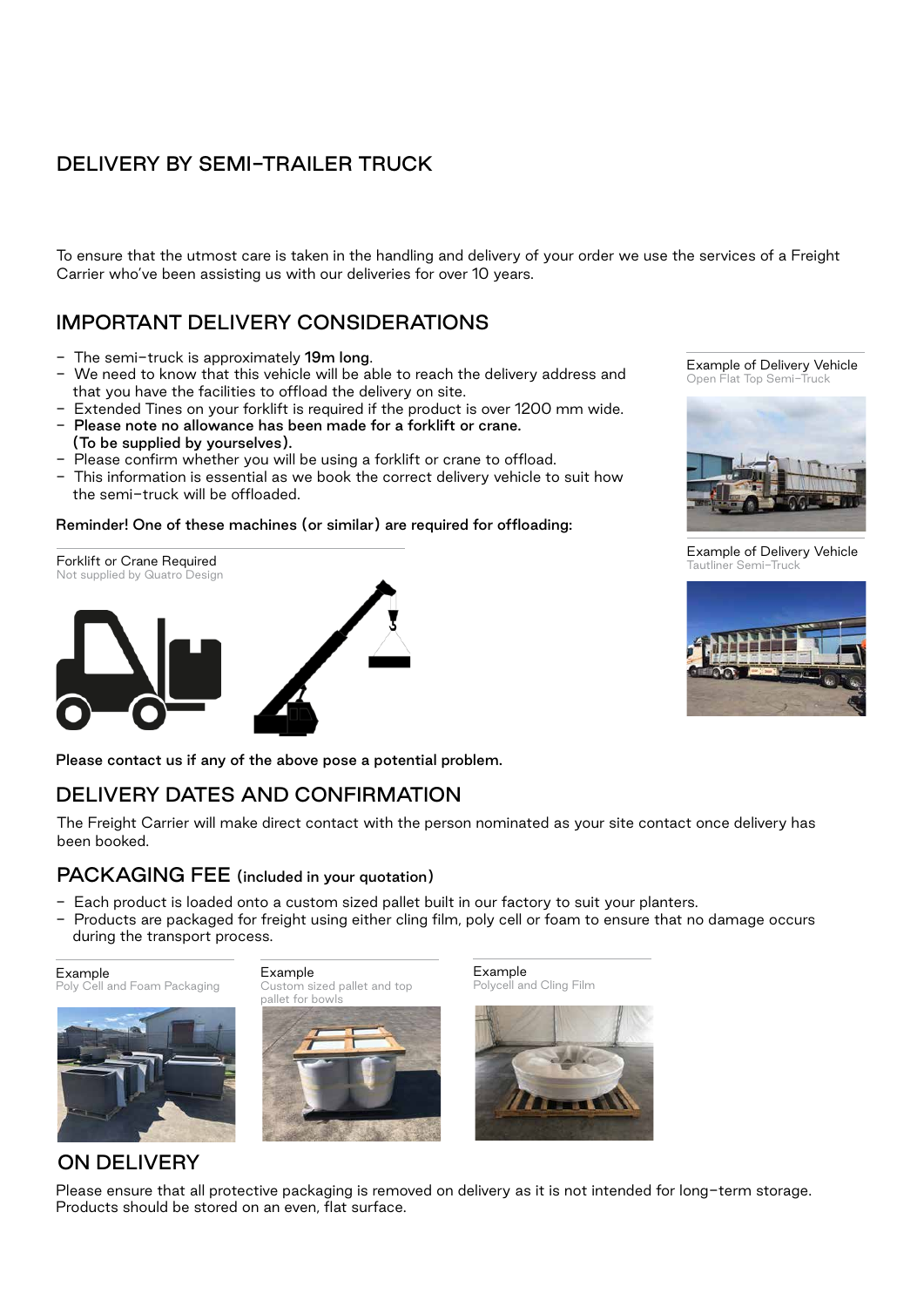## DELIVERY BY SEMI-TRAILER TRUCK

To ensure that the utmost care is taken in the handling and delivery of your order we use the services of a Freight Carrier who've been assisting us with our deliveries for over 10 years.

## IMPORTANT DELIVERY CONSIDERATIONS

- The semi-truck is approximately **19m long**.
- We need to know that this vehicle will be able to reach the delivery address and that you have the facilities to offload the delivery on site.
- Extended Tines on your forklift is required if the product is over 1200 mm wide.
- **Please note no allowance has been made for a forklift or crane. (To be supplied by yourselves).**
- Please confirm whether you will be using a forklift or crane to offload.
- This information is essential as we book the correct delivery vehicle to suit how the semi-truck will be offloaded.

**Reminder! One of these machines (or similar) are required for offloading:**

Forklift or Crane Required
Not supplied by Quatro Design

Example of Delivery Vehicle
Open Flat Top Semi-Truck

Example of Delivery Vehicle
Tautliner Semi-Truck

**Please contact us if any of the above pose a potential problem.**

## DELIVERY DATES AND CONFIRMATION

The Freight Carrier will make direct contact with the person nominated as your site contact once delivery has been booked.

## PACKAGING FEE (included in your quotation)

- Each product is loaded onto a custom sized pallet built in our factory to suit your planters.
- Products are packaged for freight using either cling film, poly cell or foam to ensure that no damage occurs during the transport process.

Example
Poly Cell and Foam Packaging

Example
Custom sized pallet and top pallet for bowls

Example
Polycell and Cling Film

## ON DELIVERY

Please ensure that all protective packaging is removed on delivery as it is not intended for long-term storage. Products should be stored on an even, flat surface.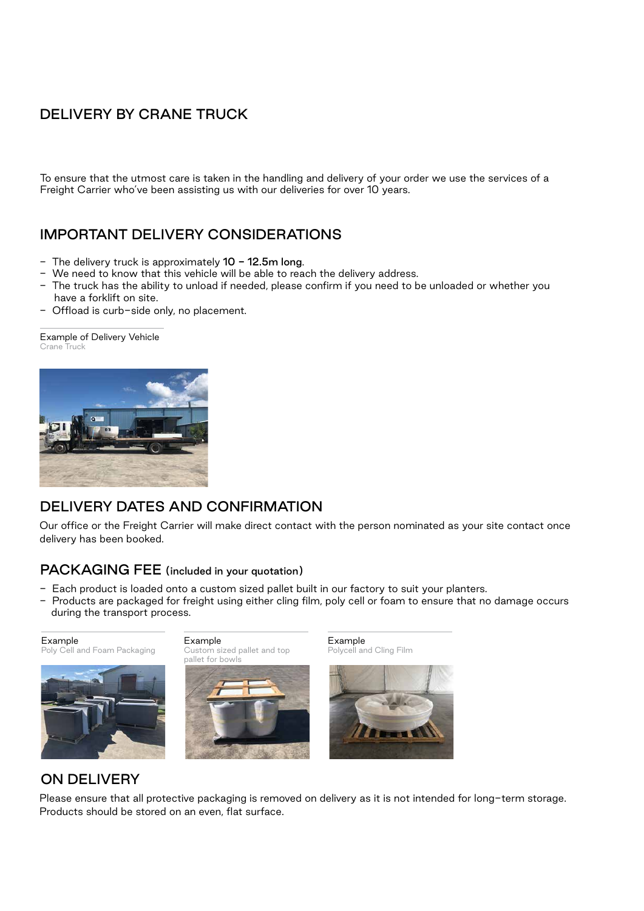## DELIVERY BY CRANE TRUCK

To ensure that the utmost care is taken in the handling and delivery of your order we use the services of a Freight Carrier who've been assisting us with our deliveries for over 10 years.

## IMPORTANT DELIVERY CONSIDERATIONS

- The delivery truck is approximately **10 – 12.5m long**.
- We need to know that this vehicle will be able to reach the delivery address.
- The truck has the ability to unload if needed, please confirm if you need to be unloaded or whether you have a forklift on site.
- Offload is curb-side only, no placement.

Example of Delivery Vehicle
Crane Truck

## DELIVERY DATES AND CONFIRMATION

Our office or the Freight Carrier will make direct contact with the person nominated as your site contact once delivery has been booked.

## PACKAGING FEE (included in your quotation)

- Each product is loaded onto a custom sized pallet built in our factory to suit your planters.
- Products are packaged for freight using either cling film, poly cell or foam to ensure that no damage occurs during the transport process.

Example
Poly Cell and Foam Packaging

Example
Custom sized pallet and top pallet for bowls

Example
Polycell and Cling Film

## ON DELIVERY

Please ensure that all protective packaging is removed on delivery as it is not intended for long-term storage. Products should be stored on an even, flat surface.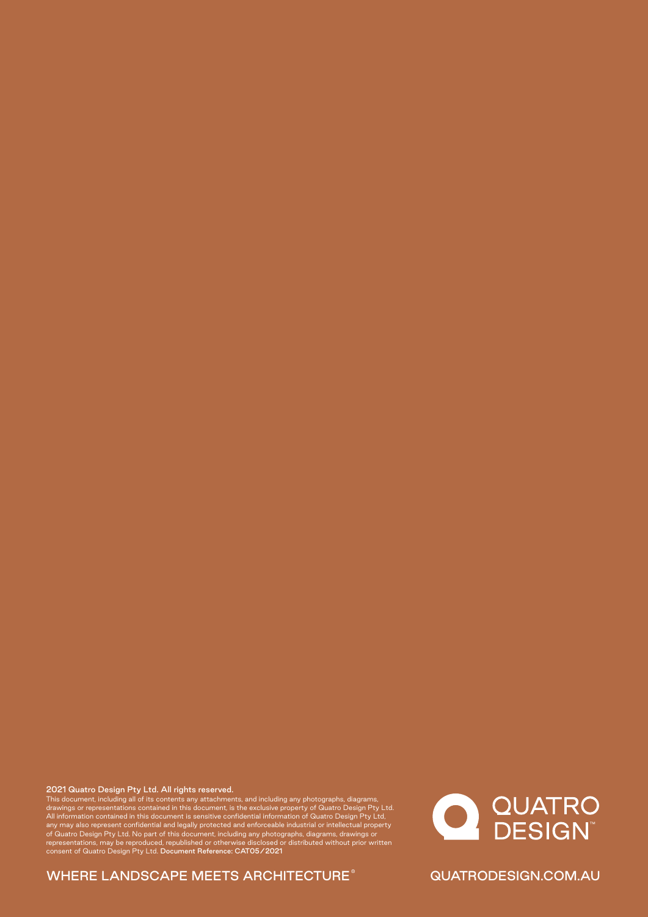**2021 Quatro Design Pty Ltd. All rights reserved.**

This document, including all of its contents any attachments, and including any photographs, diagrams, drawings or representations contained in this document, is the exclusive property of Quatro Design Pty Ltd. All information contained in this document is sensitive confidential information of Quatro Design Pty Ltd, any may also represent confidential and legally protected and enforceable industrial or intellectual property of Quatro Design Pty Ltd. No part of this document, including any photographs, diagrams, drawings or representations, may be reproduced, republished or otherwise disclosed or distributed without prior written consent of Quatro Design Pty Ltd. **Document Reference: CAT05/2021**

QUATRO DESIGN™

WHERE LANDSCAPE MEETS ARCHITECTURE®

QUATRODESIGN.COM.AU